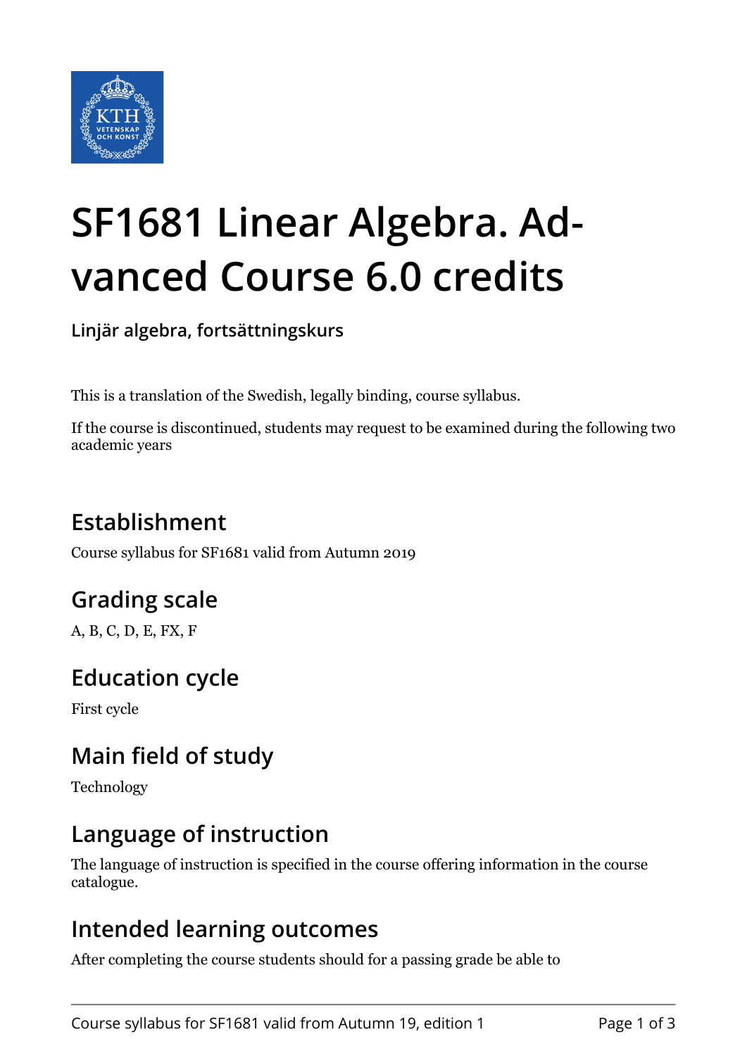# SF1681 Linear Algebra. Advanced Course 6.0 credits

**Linjär algebra, fortsättningskurs**

This is a translation of the Swedish, legally binding, course syllabus.

If the course is discontinued, students may request to be examined during the following two academic years

## Establishment

Course syllabus for SF1681 valid from Autumn 2019

## Grading scale

A, B, C, D, E, FX, F

## Education cycle

First cycle

## Main field of study

Technology

## Language of instruction

The language of instruction is specified in the course offering information in the course catalogue.

## Intended learning outcomes

After completing the course students should for a passing grade be able to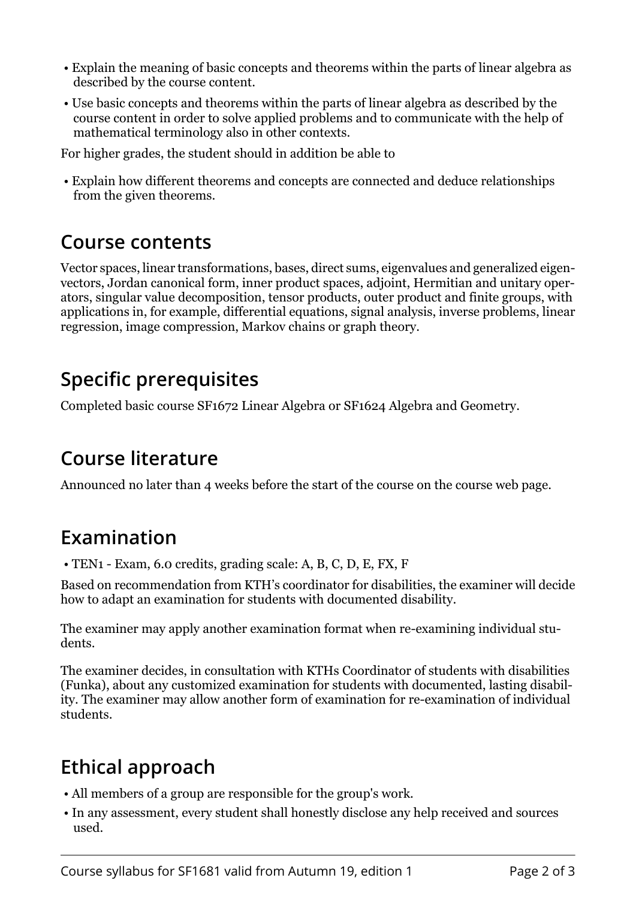- Explain the meaning of basic concepts and theorems within the parts of linear algebra as described by the course content.
- Use basic concepts and theorems within the parts of linear algebra as described by the course content in order to solve applied problems and to communicate with the help of mathematical terminology also in other contexts.

For higher grades, the student should in addition be able to

- Explain how different theorems and concepts are connected and deduce relationships from the given theorems.

## Course contents

Vector spaces, linear transformations, bases, direct sums, eigenvalues and generalized eigenvectors, Jordan canonical form, inner product spaces, adjoint, Hermitian and unitary operators, singular value decomposition, tensor products, outer product and finite groups, with applications in, for example, differential equations, signal analysis, inverse problems, linear regression, image compression, Markov chains or graph theory.

## Specific prerequisites

Completed basic course SF1672 Linear Algebra or SF1624 Algebra and Geometry.

## Course literature

Announced no later than 4 weeks before the start of the course on the course web page.

## Examination

- TEN1 - Exam, 6.0 credits, grading scale: A, B, C, D, E, FX, F

Based on recommendation from KTH's coordinator for disabilities, the examiner will decide how to adapt an examination for students with documented disability.

The examiner may apply another examination format when re-examining individual students.

The examiner decides, in consultation with KTHs Coordinator of students with disabilities (Funka), about any customized examination for students with documented, lasting disability. The examiner may allow another form of examination for re-examination of individual students.

## Ethical approach

- All members of a group are responsible for the group's work.
- In any assessment, every student shall honestly disclose any help received and sources used.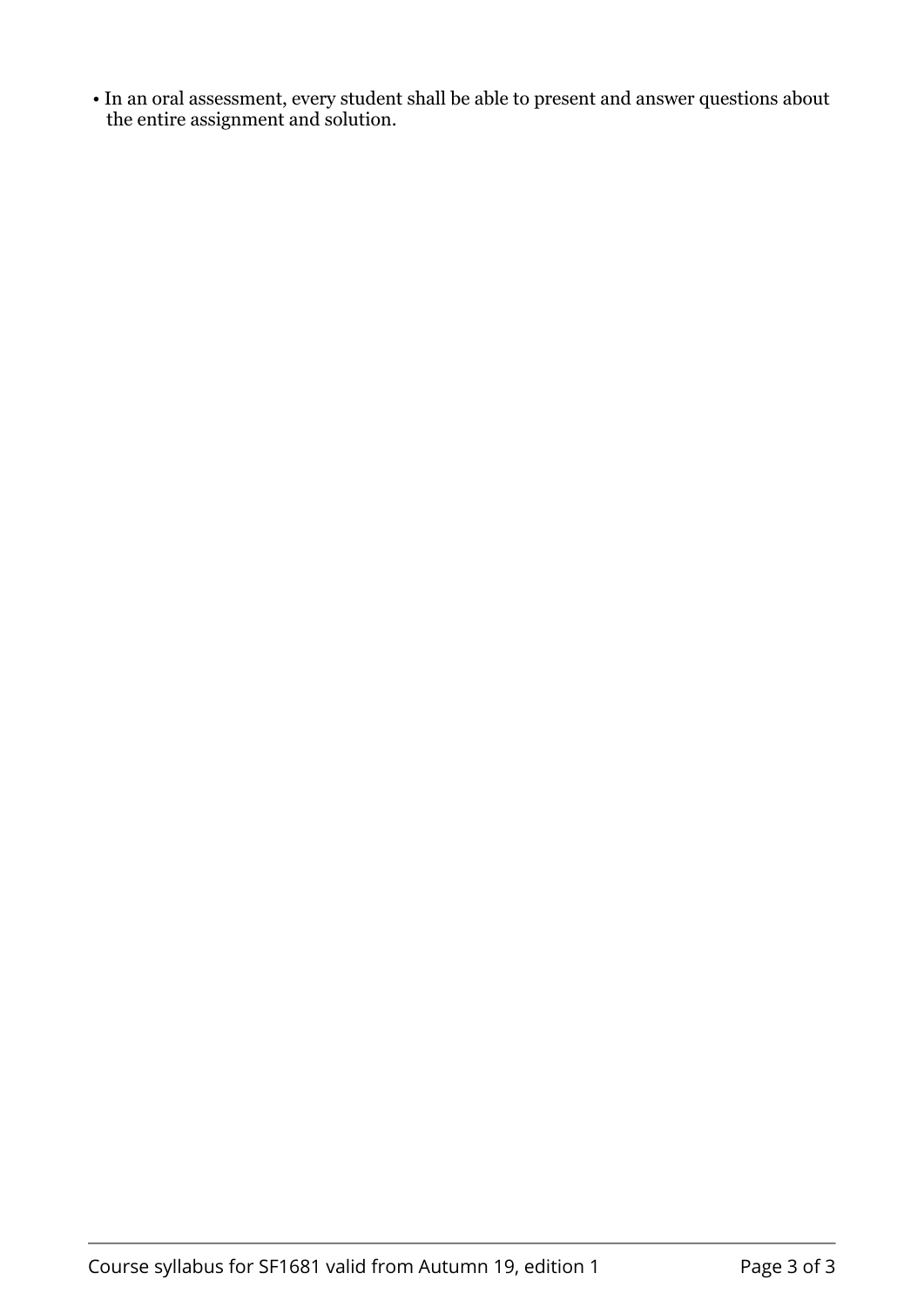- In an oral assessment, every student shall be able to present and answer questions about the entire assignment and solution.